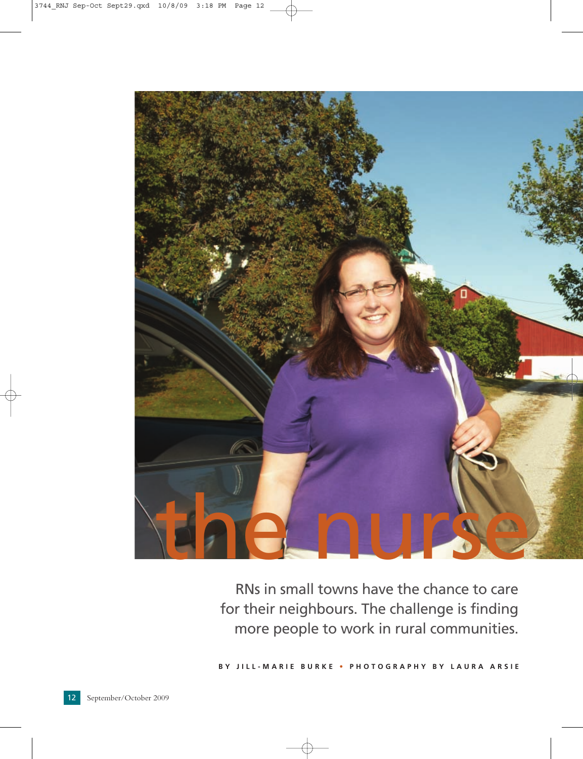# the nurse

RNs in small towns have the chance to care for their neighbours. The challenge is finding more people to work in rural communities.

**BY JILL-MARIE BURKE • PHOTOGRAPHY BY LAURA ARSIE**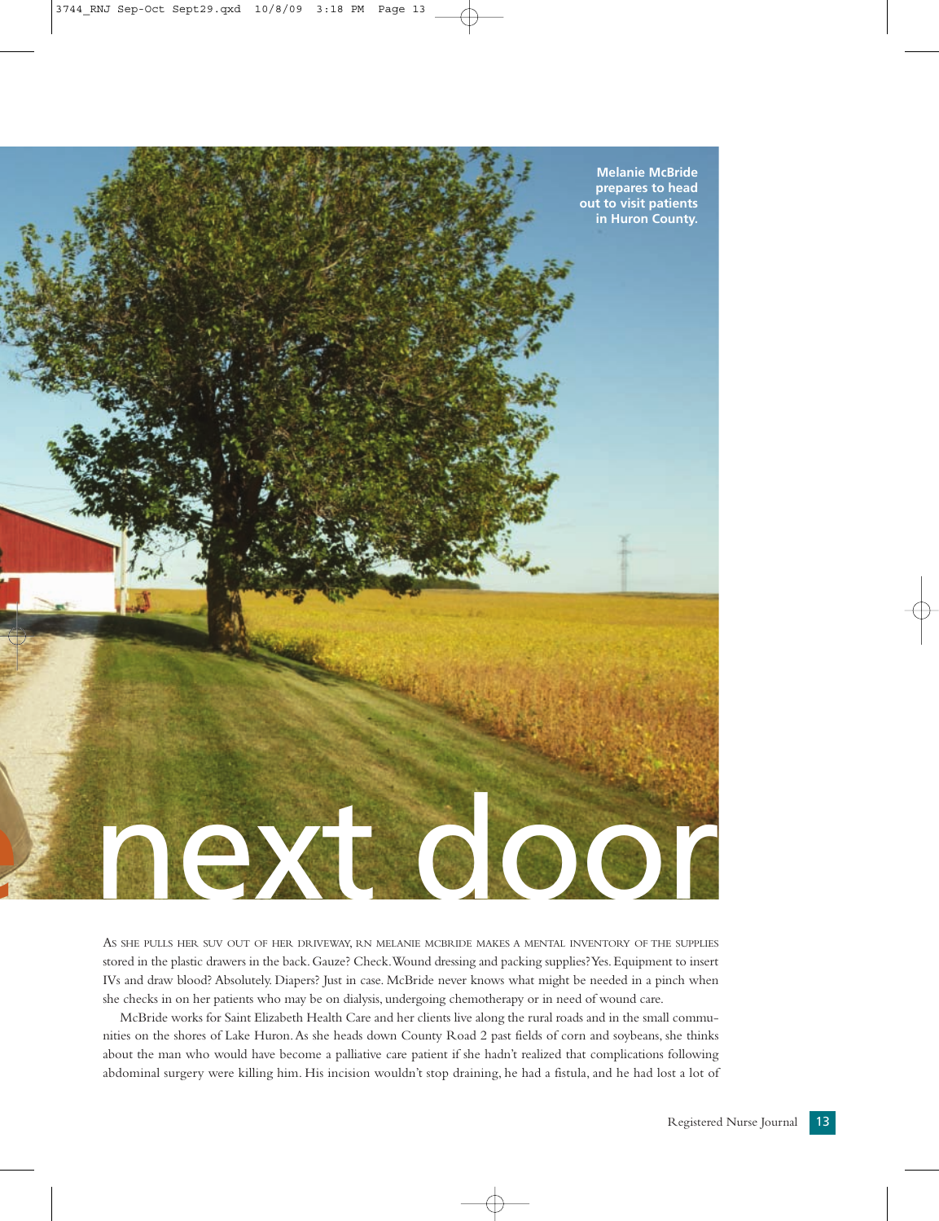Melanie McBride prepares to head out to visit patients in Huron County.

# next door

AS SHE PULLS HER SUV OUT OF HER DRIVEWAY, RN MELANIE MCBRIDE MAKES A MENTAL INVENTORY OF THE SUPPLIES stored in the plastic drawers in the back. Gauze? Check. Wound dressing and packing supplies? Yes. Equipment to insert IVs and draw blood? Absolutely. Diapers? Just in case. McBride never knows what might be needed in a pinch when she checks in on her patients who may be on dialysis, undergoing chemotherapy or in need of wound care.

McBride works for Saint Elizabeth Health Care and her clients live along the rural roads and in the small communities on the shores of Lake Huron. As she heads down County Road 2 past fields of corn and soybeans, she thinks about the man who would have become a palliative care patient if she hadn't realized that complications following abdominal surgery were killing him. His incision wouldn't stop draining, he had a fistula, and he had lost a lot of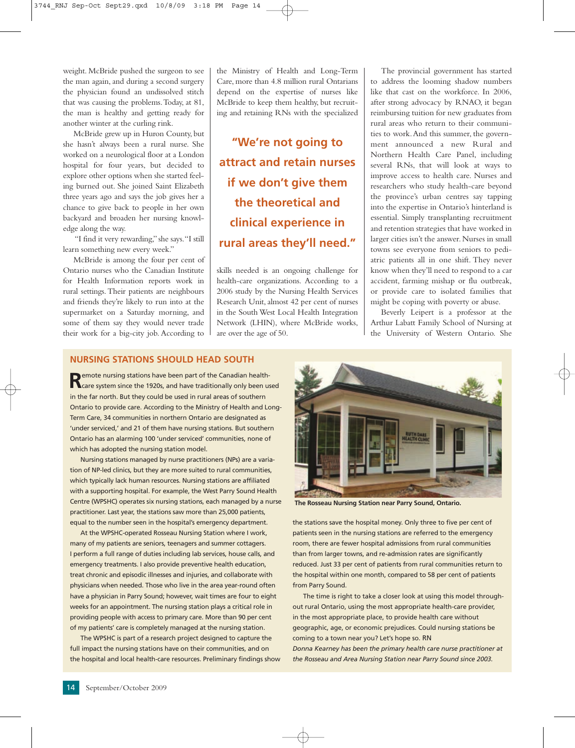weight. McBride pushed the surgeon to see the man again, and during a second surgery the physician found an undissolved stitch that was causing the problems. Today, at 81, the man is healthy and getting ready for another winter at the curling rink.

McBride grew up in Huron County, but she hasn't always been a rural nurse. She worked on a neurological floor at a London hospital for four years, but decided to explore other options when she started feeling burned out. She joined Saint Elizabeth three years ago and says the job gives her a chance to give back to people in her own backyard and broaden her nursing knowledge along the way.

"I find it very rewarding," she says. "I still learn something new every week."

McBride is among the four per cent of Ontario nurses who the Canadian Institute for Health Information reports work in rural settings. Their patients are neighbours and friends they're likely to run into at the supermarket on a Saturday morning, and some of them say they would never trade their work for a big-city job. According to the Ministry of Health and Long-Term Care, more than 4.8 million rural Ontarians depend on the expertise of nurses like McBride to keep them healthy, but recruiting and retaining RNs with the specialized skills needed is an ongoing challenge for health-care organizations. According to a 2006 study by the Nursing Health Services Research Unit, almost 42 per cent of nurses in the South West Local Health Integration Network (LHIN), where McBride works, are over the age of 50.

**"We're not going to attract and retain nurses if we don't give them the theoretical and clinical experience in rural areas they'll need."**

The provincial government has started to address the looming shadow numbers like that cast on the workforce. In 2006, after strong advocacy by RNAO, it began reimbursing tuition for new graduates from rural areas who return to their communities to work. And this summer, the government announced a new Rural and Northern Health Care Panel, including several RNs, that will look at ways to improve access to health care. Nurses and researchers who study health-care beyond the province's urban centres say tapping into the expertise in Ontario's hinterland is essential. Simply transplanting recruitment and retention strategies that have worked in larger cities isn't the answer. Nurses in small towns see everyone from seniors to pediatric patients all in one shift. They never know when they'll need to respond to a car accident, farming mishap or flu outbreak, or provide care to isolated families that might be coping with poverty or abuse.

Beverly Leipert is a professor at the Arthur Labatt Family School of Nursing at the University of Western Ontario. She

## NURSING STATIONS SHOULD HEAD SOUTH

Remote nursing stations have been part of the Canadian health-care system since the 1920s, and have traditionally only been used in the far north. But they could be used in rural areas of southern Ontario to provide care. According to the Ministry of Health and Long-Term Care, 34 communities in northern Ontario are designated as 'under serviced,' and 21 of them have nursing stations. But southern Ontario has an alarming 100 'under serviced' communities, none of which has adopted the nursing station model.

Nursing stations managed by nurse practitioners (NPs) are a variation of NP-led clinics, but they are more suited to rural communities, which typically lack human resources. Nursing stations are affiliated with a supporting hospital. For example, the West Parry Sound Health Centre (WPSHC) operates six nursing stations, each managed by a nurse practitioner. Last year, the stations saw more than 25,000 patients, equal to the number seen in the hospital's emergency department.

At the WPSHC-operated Rosseau Nursing Station where I work, many of my patients are seniors, teenagers and summer cottagers. I perform a full range of duties including lab services, house calls, and emergency treatments. I also provide preventive health education, treat chronic and episodic illnesses and injuries, and collaborate with physicians when needed. Those who live in the area year-round often have a physician in Parry Sound; however, wait times are four to eight weeks for an appointment. The nursing station plays a critical role in providing people with access to primary care. More than 90 per cent of my patients' care is completely managed at the nursing station.

The WPSHC is part of a research project designed to capture the full impact the nursing stations have on their communities, and on the hospital and local health-care resources. Preliminary findings show the stations save the hospital money. Only three to five per cent of patients seen in the nursing stations are referred to the emergency room, there are fewer hospital admissions from rural communities than from larger towns, and re-admission rates are significantly reduced. Just 33 per cent of patients from rural communities return to the hospital within one month, compared to 58 per cent of patients from Parry Sound.

The time is right to take a closer look at using this model throughout rural Ontario, using the most appropriate health-care provider, in the most appropriate place, to provide health care without geographic, age, or economic prejudices. Could nursing stations be coming to a town near you? Let's hope so. RN

*Donna Kearney has been the primary health care nurse practitioner at the Rosseau and Area Nursing Station near Parry Sound since 2003.*

**The Rosseau Nursing Station near Parry Sound, Ontario.**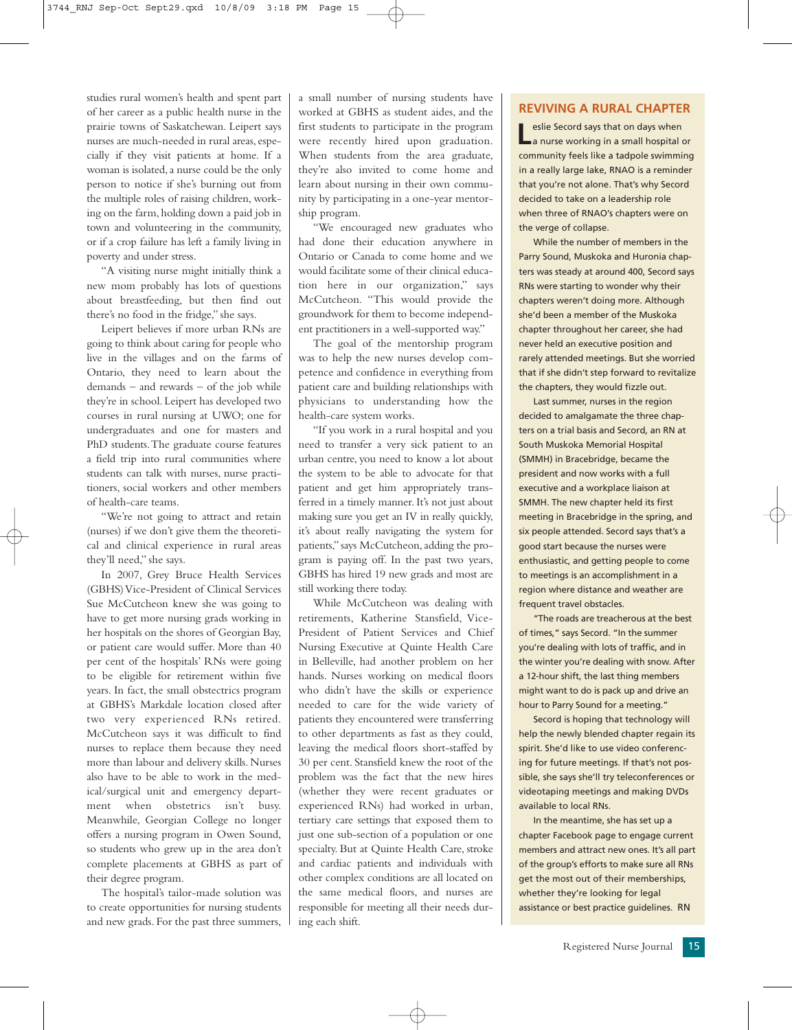studies rural women's health and spent part of her career as a public health nurse in the prairie towns of Saskatchewan. Leipert says nurses are much-needed in rural areas, especially if they visit patients at home. If a woman is isolated, a nurse could be the only person to notice if she's burning out from the multiple roles of raising children, working on the farm, holding down a paid job in town and volunteering in the community, or if a crop failure has left a family living in poverty and under stress.

"A visiting nurse might initially think a new mom probably has lots of questions about breastfeeding, but then find out there's no food in the fridge," she says.

Leipert believes if more urban RNs are going to think about caring for people who live in the villages and on the farms of Ontario, they need to learn about the demands – and rewards – of the job while they're in school. Leipert has developed two courses in rural nursing at UWO; one for undergraduates and one for masters and PhD students. The graduate course features a field trip into rural communities where students can talk with nurses, nurse practitioners, social workers and other members of health-care teams.

"We're not going to attract and retain (nurses) if we don't give them the theoretical and clinical experience in rural areas they'll need," she says.

In 2007, Grey Bruce Health Services (GBHS) Vice-President of Clinical Services Sue McCutcheon knew she was going to have to get more nursing grads working in her hospitals on the shores of Georgian Bay, or patient care would suffer. More than 40 per cent of the hospitals' RNs were going to be eligible for retirement within five years. In fact, the small obstectrics program at GBHS's Markdale location closed after two very experienced RNs retired. McCutcheon says it was difficult to find nurses to replace them because they need more than labour and delivery skills. Nurses also have to be able to work in the medical/surgical unit and emergency department when obstetrics isn't busy. Meanwhile, Georgian College no longer offers a nursing program in Owen Sound, so students who grew up in the area don't complete placements at GBHS as part of their degree program.

The hospital's tailor-made solution was to create opportunities for nursing students and new grads. For the past three summers, a small number of nursing students have worked at GBHS as student aides, and the first students to participate in the program were recently hired upon graduation. When students from the area graduate, they're also invited to come home and learn about nursing in their own community by participating in a one-year mentorship program.

"We encouraged new graduates who had done their education anywhere in Ontario or Canada to come home and we would facilitate some of their clinical education here in our organization," says McCutcheon. "This would provide the groundwork for them to become independent practitioners in a well-supported way."

The goal of the mentorship program was to help the new nurses develop competence and confidence in everything from patient care and building relationships with physicians to understanding how the health-care system works.

"If you work in a rural hospital and you need to transfer a very sick patient to an urban centre, you need to know a lot about the system to be able to advocate for that patient and get him appropriately transferred in a timely manner. It's not just about making sure you get an IV in really quickly, it's about really navigating the system for patients," says McCutcheon, adding the program is paying off. In the past two years, GBHS has hired 19 new grads and most are still working there today.

While McCutcheon was dealing with retirements, Katherine Stansfield, Vice-President of Patient Services and Chief Nursing Executive at Quinte Health Care in Belleville, had another problem on her hands. Nurses working on medical floors who didn't have the skills or experience needed to care for the wide variety of patients they encountered were transferring to other departments as fast as they could, leaving the medical floors short-staffed by 30 per cent. Stansfield knew the root of the problem was the fact that the new hires (whether they were recent graduates or experienced RNs) had worked in urban, tertiary care settings that exposed them to just one sub-section of a population or one specialty. But at Quinte Health Care, stroke and cardiac patients and individuals with other complex conditions are all located on the same medical floors, and nurses are responsible for meeting all their needs during each shift.

## REVIVING A RURAL CHAPTER

Leslie Secord says that on days when a nurse working in a small hospital or community feels like a tadpole swimming in a really large lake, RNAO is a reminder that you're not alone. That's why Secord decided to take on a leadership role when three of RNAO's chapters were on the verge of collapse.

While the number of members in the Parry Sound, Muskoka and Huronia chapters was steady at around 400, Secord says RNs were starting to wonder why their chapters weren't doing more. Although she'd been a member of the Muskoka chapter throughout her career, she had never held an executive position and rarely attended meetings. But she worried that if she didn't step forward to revitalize the chapters, they would fizzle out.

Last summer, nurses in the region decided to amalgamate the three chapters on a trial basis and Secord, an RN at South Muskoka Memorial Hospital (SMMH) in Bracebridge, became the president and now works with a full executive and a workplace liaison at SMMH. The new chapter held its first meeting in Bracebridge in the spring, and six people attended. Secord says that's a good start because the nurses were enthusiastic, and getting people to come to meetings is an accomplishment in a region where distance and weather are frequent travel obstacles.

"The roads are treacherous at the best of times," says Secord. "In the summer you're dealing with lots of traffic, and in the winter you're dealing with snow. After a 12-hour shift, the last thing members might want to do is pack up and drive an hour to Parry Sound for a meeting."

Secord is hoping that technology will help the newly blended chapter regain its spirit. She'd like to use video conferencing for future meetings. If that's not possible, she says she'll try teleconferences or videotaping meetings and making DVDs available to local RNs.

In the meantime, she has set up a chapter Facebook page to engage current members and attract new ones. It's all part of the group's efforts to make sure all RNs get the most out of their memberships, whether they're looking for legal assistance or best practice guidelines. RN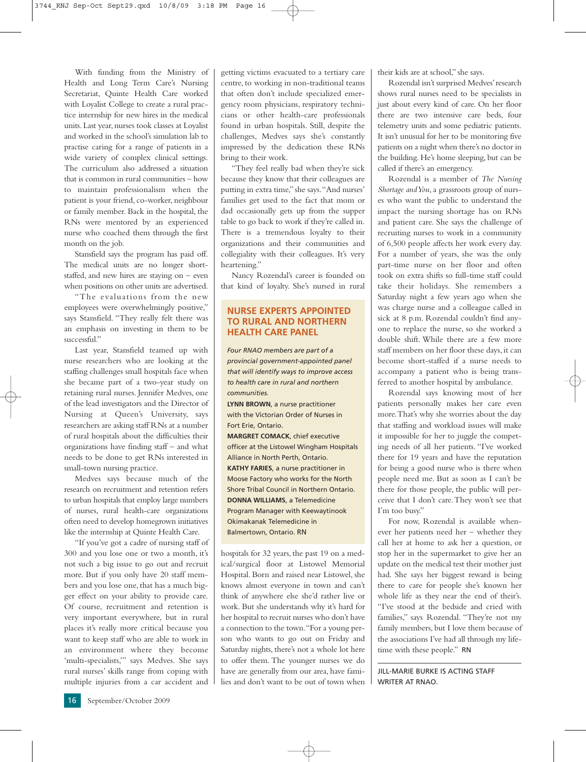With funding from the Ministry of Health and Long Term Care's Nursing Secretariat, Quinte Health Care worked with Loyalist College to create a rural practice internship for new hires in the medical units. Last year, nurses took classes at Loyalist and worked in the school's simulation lab to practise caring for a range of patients in a wide variety of complex clinical settings. The curriculum also addressed a situation that is common in rural communities – how to maintain professionalism when the patient is your friend, co-worker, neighbour or family member. Back in the hospital, the RNs were mentored by an experienced nurse who coached them through the first month on the job.

Stansfield says the program has paid off. The medical units are no longer short-staffed, and new hires are staying on – even when positions on other units are advertised.

"The evaluations from the new employees were overwhelmingly positive," says Stansfield. "They really felt there was an emphasis on investing in them to be successful."

Last year, Stansfield teamed up with nurse researchers who are looking at the staffing challenges small hospitals face when she became part of a two-year study on retaining rural nurses. Jennifer Medves, one of the lead investigators and the Director of Nursing at Queen's University, says researchers are asking staff RNs at a number of rural hospitals about the difficulties their organizations have finding staff – and what needs to be done to get RNs interested in small-town nursing practice.

Medves says because much of the research on recruitment and retention refers to urban hospitals that employ large numbers of nurses, rural health-care organizations often need to develop homegrown initiatives like the internship at Quinte Health Care.

"If you've got a cadre of nursing staff of 300 and you lose one or two a month, it's not such a big issue to go out and recruit more. But if you only have 20 staff members and you lose one, that has a much bigger effect on your ability to provide care. Of course, recruitment and retention is very important everywhere, but in rural places it's really more critical because you want to keep staff who are able to work in an environment where they become 'multi-specialists,'" says Medves. She says rural nurses' skills range from coping with multiple injuries from a car accident and getting victims evacuated to a tertiary care centre, to working in non-traditional teams that often don't include specialized emergency room physicians, respiratory technicians or other health-care professionals found in urban hospitals. Still, despite the challenges, Medves says she's constantly impressed by the dedication these RNs bring to their work.

"They feel really bad when they're sick because they know that their colleagues are putting in extra time," she says. "And nurses' families get used to the fact that mom or dad occasionally gets up from the supper table to go back to work if they're called in. There is a tremendous loyalty to their organizations and their communities and collegiality with their colleagues. It's very heartening."

Nancy Rozendal's career is founded on that kind of loyalty. She's nursed in rural hospitals for 32 years, the past 19 on a medical/surgical floor at Listowel Memorial Hospital. Born and raised near Listowel, she knows almost everyone in town and can't think of anywhere else she'd rather live or work. But she understands why it's hard for her hospital to recruit nurses who don't have a connection to the town. "For a young person who wants to go out on Friday and Saturday nights, there's not a whole lot here to offer them. The younger nurses we do have are generally from our area, have families and don't want to be out of town when their kids are at school," she says.

Rozendal isn't surprised Medves' research shows rural nurses need to be specialists in just about every kind of care. On her floor there are two intensive care beds, four telemetry units and some pediatric patients. It isn't unusual for her to be monitoring five patients on a night when there's no doctor in the building. He's home sleeping, but can be called if there's an emergency.

Rozendal is a member of *The Nursing Shortage and You*, a grassroots group of nurses who want the public to understand the impact the nursing shortage has on RNs and patient care. She says the challenge of recruiting nurses to work in a community of 6,500 people affects her work every day. For a number of years, she was the only part-time nurse on her floor and often took on extra shifts so full-time staff could take their holidays. She remembers a Saturday night a few years ago when she was charge nurse and a colleague called in sick at 8 p.m. Rozendal couldn't find anyone to replace the nurse, so she worked a double shift. While there are a few more staff members on her floor these days, it can become short-staffed if a nurse needs to accompany a patient who is being transferred to another hospital by ambulance.

Rozendal says knowing most of her patients personally makes her care even more. That's why she worries about the day that staffing and workload issues will make it impossible for her to juggle the competing needs of all her patients. "I've worked there for 19 years and have the reputation for being a good nurse who is there when people need me. But as soon as I can't be there for those people, the public will perceive that I don't care. They won't see that I'm too busy."

For now, Rozendal is available whenever her patients need her – whether they call her at home to ask her a question, or stop her in the supermarket to give her an update on the medical test their mother just had. She says her biggest reward is being there to care for people she's known her whole life as they near the end of theirs. "I've stood at the bedside and cried with families," says Rozendal. "They're not my family members, but I love them because of the associations I've had all through my lifetime with these people." RN

JILL-MARIE BURKE IS ACTING STAFF WRITER AT RNAO.

## NURSE EXPERTS APPOINTED TO RURAL AND NORTHERN HEALTH CARE PANEL

*Four RNAO members are part of a provincial government-appointed panel that will identify ways to improve access to health care in rural and northern communities.*

**LYNN BROWN,** a nurse practitioner with the Victorian Order of Nurses in Fort Erie, Ontario.

**MARGRET COMACK,** chief executive officer at the Listowel Wingham Hospitals Alliance in North Perth, Ontario.

**KATHY FARIES,** a nurse practitioner in Moose Factory who works for the North Shore Tribal Council in Northern Ontario.

**DONNA WILLIAMS,** a Telemedicine Program Manager with Keewaytinook Okimakanak Telemedicine in Balmertown, Ontario. RN